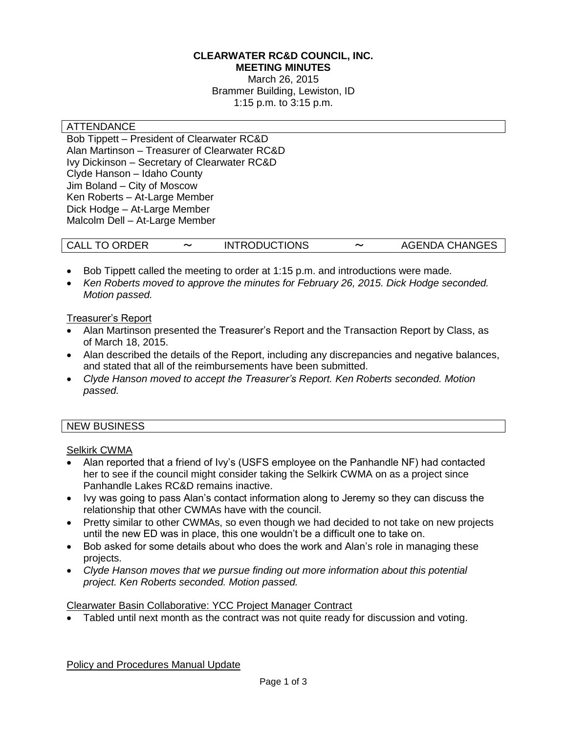**CLEARWATER RC&D COUNCIL, INC.**
**MEETING MINUTES**
March 26, 2015
Brammer Building, Lewiston, ID
1:15 p.m. to 3:15 p.m.

## ATTENDANCE

Bob Tippett – President of Clearwater RC&D
Alan Martinson – Treasurer of Clearwater RC&D
Ivy Dickinson – Secretary of Clearwater RC&D
Clyde Hanson – Idaho County
Jim Boland – City of Moscow
Ken Roberts – At-Large Member
Dick Hodge – At-Large Member
Malcolm Dell – At-Large Member

## CALL TO ORDER ∼ INTRODUCTIONS ∼ AGENDA CHANGES

- Bob Tippett called the meeting to order at 1:15 p.m. and introductions were made.
- *Ken Roberts moved to approve the minutes for February 26, 2015. Dick Hodge seconded. Motion passed.*

### Treasurer's Report

- Alan Martinson presented the Treasurer's Report and the Transaction Report by Class, as of March 18, 2015.
- Alan described the details of the Report, including any discrepancies and negative balances, and stated that all of the reimbursements have been submitted.
- *Clyde Hanson moved to accept the Treasurer's Report. Ken Roberts seconded. Motion passed.*

## NEW BUSINESS

### Selkirk CWMA

- Alan reported that a friend of Ivy's (USFS employee on the Panhandle NF) had contacted her to see if the council might consider taking the Selkirk CWMA on as a project since Panhandle Lakes RC&D remains inactive.
- Ivy was going to pass Alan's contact information along to Jeremy so they can discuss the relationship that other CWMAs have with the council.
- Pretty similar to other CWMAs, so even though we had decided to not take on new projects until the new ED was in place, this one wouldn't be a difficult one to take on.
- Bob asked for some details about who does the work and Alan's role in managing these projects.
- *Clyde Hanson moves that we pursue finding out more information about this potential project. Ken Roberts seconded. Motion passed.*

### Clearwater Basin Collaborative: YCC Project Manager Contract

- Tabled until next month as the contract was not quite ready for discussion and voting.

### Policy and Procedures Manual Update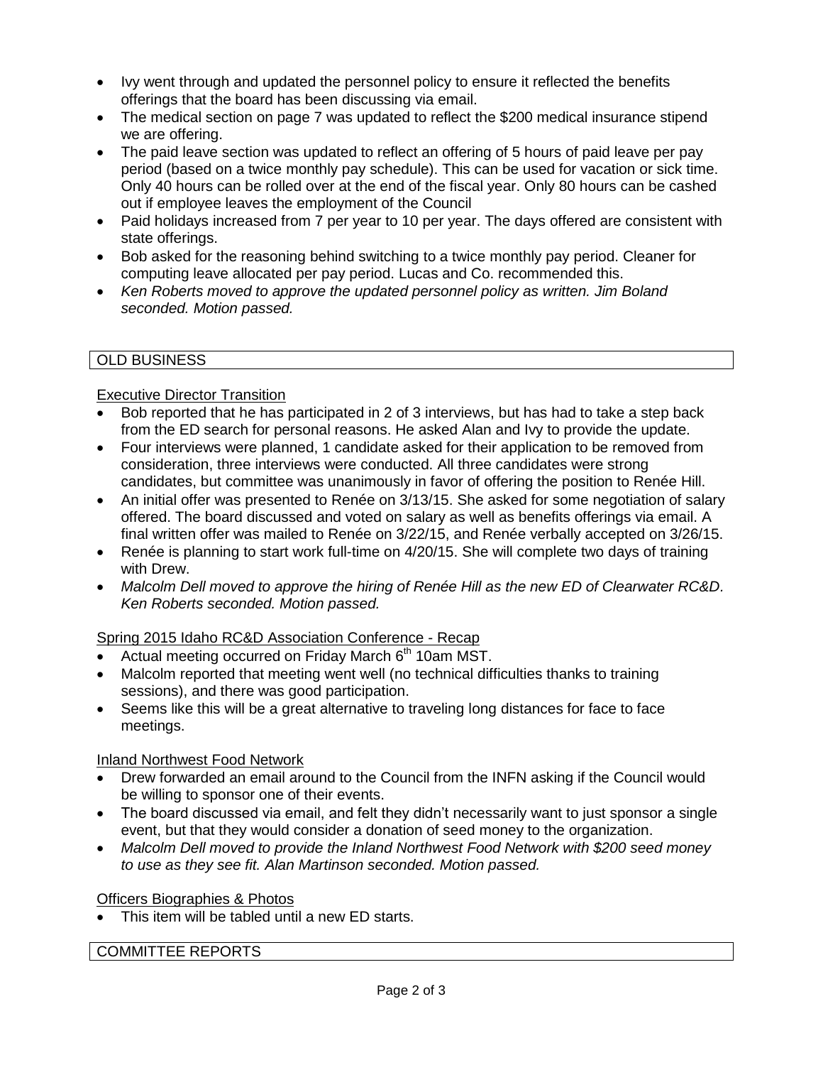- Ivy went through and updated the personnel policy to ensure it reflected the benefits offerings that the board has been discussing via email.
- The medical section on page 7 was updated to reflect the $200 medical insurance stipend we are offering.
- The paid leave section was updated to reflect an offering of 5 hours of paid leave per pay period (based on a twice monthly pay schedule). This can be used for vacation or sick time. Only 40 hours can be rolled over at the end of the fiscal year. Only 80 hours can be cashed out if employee leaves the employment of the Council
- Paid holidays increased from 7 per year to 10 per year. The days offered are consistent with state offerings.
- Bob asked for the reasoning behind switching to a twice monthly pay period. Cleaner for computing leave allocated per pay period. Lucas and Co. recommended this.
- *Ken Roberts moved to approve the updated personnel policy as written. Jim Boland seconded. Motion passed.*

## OLD BUSINESS

### Executive Director Transition

- Bob reported that he has participated in 2 of 3 interviews, but has had to take a step back from the ED search for personal reasons. He asked Alan and Ivy to provide the update.
- Four interviews were planned, 1 candidate asked for their application to be removed from consideration, three interviews were conducted. All three candidates were strong candidates, but committee was unanimously in favor of offering the position to Renée Hill.
- An initial offer was presented to Renée on 3/13/15. She asked for some negotiation of salary offered. The board discussed and voted on salary as well as benefits offerings via email. A final written offer was mailed to Renée on 3/22/15, and Renée verbally accepted on 3/26/15.
- Renée is planning to start work full-time on 4/20/15. She will complete two days of training with Drew.
- *Malcolm Dell moved to approve the hiring of Renée Hill as the new ED of Clearwater RC&D. Ken Roberts seconded. Motion passed.*

### Spring 2015 Idaho RC&D Association Conference - Recap

- Actual meeting occurred on Friday March 6th 10am MST.
- Malcolm reported that meeting went well (no technical difficulties thanks to training sessions), and there was good participation.
- Seems like this will be a great alternative to traveling long distances for face to face meetings.

### Inland Northwest Food Network

- Drew forwarded an email around to the Council from the INFN asking if the Council would be willing to sponsor one of their events.
- The board discussed via email, and felt they didn't necessarily want to just sponsor a single event, but that they would consider a donation of seed money to the organization.
- *Malcolm Dell moved to provide the Inland Northwest Food Network with $200 seed money to use as they see fit. Alan Martinson seconded. Motion passed.*

### Officers Biographies & Photos

- This item will be tabled until a new ED starts.

## COMMITTEE REPORTS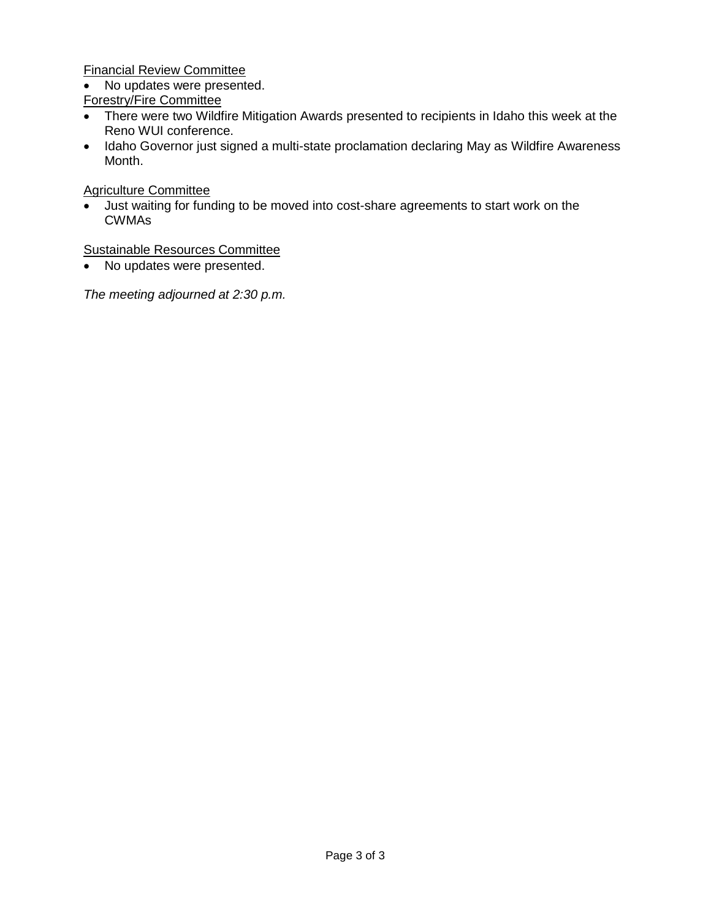<u>Financial Review Committee</u>

- No updates were presented.

<u>Forestry/Fire Committee</u>

- There were two Wildfire Mitigation Awards presented to recipients in Idaho this week at the Reno WUI conference.
- Idaho Governor just signed a multi-state proclamation declaring May as Wildfire Awareness Month.

<u>Agriculture Committee</u>

- Just waiting for funding to be moved into cost-share agreements to start work on the CWMAs

<u>Sustainable Resources Committee</u>

- No updates were presented.

*The meeting adjourned at 2:30 p.m.*